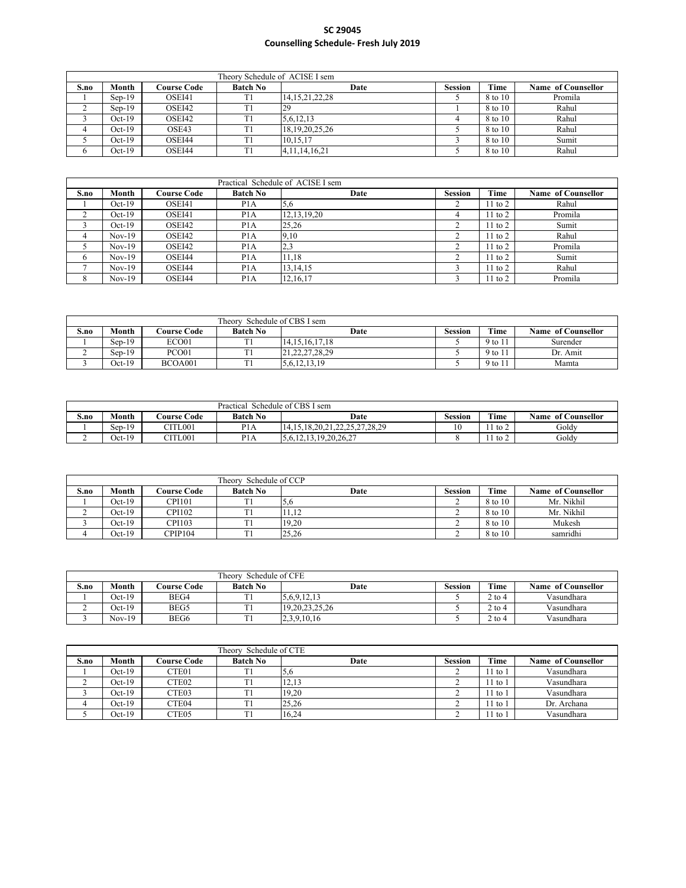# SC 29045
## Counselling Schedule- Fresh July 2019

| Theory Schedule of ACISE I sem | | | | | | | |
|---|---|---|---|---|---|---|---|
| **S.no** | **Month** | **Course Code** | **Batch No** | **Date** | **Session** | **Time** | **Name of Counsellor** |
| 1 | Sep-19 | OSEI41 | T1 | 14,15,21,22,28 | 5 | 8 to 10 | Promila |
| 2 | Sep-19 | OSEI42 | T1 | 29 | 1 | 8 to 10 | Rahul |
| 3 | Oct-19 | OSEI42 | T1 | 5,6,12,13 | 4 | 8 to 10 | Rahul |
| 4 | Oct-19 | OSE43 | T1 | 18,19,20,25,26 | 5 | 8 to 10 | Rahul |
| 5 | Oct-19 | OSEI44 | T1 | 10,15,17 | 3 | 8 to 10 | Sumit |
| 6 | Oct-19 | OSEI44 | T1 | 4,11,14,16,21 | 5 | 8 to 10 | Rahul |

| Practical Schedule of ACISE I sem | | | | | | | |
|---|---|---|---|---|---|---|---|
| **S.no** | **Month** | **Course Code** | **Batch No** | **Date** | **Session** | **Time** | **Name of Counsellor** |
| 1 | Oct-19 | OSEI41 | P1A | 5,6 | 2 | 11 to 2 | Rahul |
| 2 | Oct-19 | OSEI41 | P1A | 12,13,19,20 | 4 | 11 to 2 | Promila |
| 3 | Oct-19 | OSEI42 | P1A | 25,26 | 2 | 11 to 2 | Sumit |
| 4 | Nov-19 | OSEI42 | P1A | 9,10 | 2 | 11 to 2 | Rahul |
| 5 | Nov-19 | OSEI42 | P1A | 2,3 | 2 | 11 to 2 | Promila |
| 6 | Nov-19 | OSEI44 | P1A | 11,18 | 2 | 11 to 2 | Sumit |
| 7 | Nov-19 | OSEI44 | P1A | 13,14,15 | 3 | 11 to 2 | Rahul |
| 8 | Nov-19 | OSEI44 | P1A | 12,16,17 | 3 | 11 to 2 | Promila |

| Theory Schedule of CBS I sem | | | | | | | |
|---|---|---|---|---|---|---|---|
| **S.no** | **Month** | **Course Code** | **Batch No** | **Date** | **Session** | **Time** | **Name of Counsellor** |
| 1 | Sep-19 | ECO01 | T1 | 14,15,16,17,18 | 5 | 9 to 11 | Surender |
| 2 | Sep-19 | PCO01 | T1 | 21,22,27,28,29 | 5 | 9 to 11 | Dr. Amit |
| 3 | Oct-19 | BCOA001 | T1 | 5,6,12,13,19 | 5 | 9 to 11 | Mamta |

| Practical Schedule of CBS I sem | | | | | | | |
|---|---|---|---|---|---|---|---|
| **S.no** | **Month** | **Course Code** | **Batch No** | **Date** | **Session** | **Time** | **Name of Counsellor** |
| 1 | Sep-19 | CITL001 | P1A | 14,15,18,20,21,22,25,27,28,29 | 10 | 11 to 2 | Goldy |
| 2 | Oct-19 | CITL001 | P1A | 5,6,12,13,19,20,26,27 | 8 | 11 to 2 | Goldy |

| Theory Schedule of CCP | | | | | | | |
|---|---|---|---|---|---|---|---|
| **S.no** | **Month** | **Course Code** | **Batch No** | **Date** | **Session** | **Time** | **Name of Counsellor** |
| 1 | Oct-19 | CPI101 | T1 | 5,6 | 2 | 8 to 10 | Mr. Nikhil |
| 2 | Oct-19 | CPI102 | T1 | 11,12 | 2 | 8 to 10 | Mr. Nikhil |
| 3 | Oct-19 | CPI103 | T1 | 19,20 | 2 | 8 to 10 | Mukesh |
| 4 | Oct-19 | CPIP104 | T1 | 25,26 | 2 | 8 to 10 | samridhi |

| Theory Schedule of CFE | | | | | | | |
|---|---|---|---|---|---|---|---|
| **S.no** | **Month** | **Course Code** | **Batch No** | **Date** | **Session** | **Time** | **Name of Counsellor** |
| 1 | Oct-19 | BEG4 | T1 | 5,6,9,12,13 | 5 | 2 to 4 | Vasundhara |
| 2 | Oct-19 | BEG5 | T1 | 19,20,23,25,26 | 5 | 2 to 4 | Vasundhara |
| 3 | Nov-19 | BEG6 | T1 | 2,3,9,10,16 | 5 | 2 to 4 | Vasundhara |

| Theory Schedule of CTE | | | | | | | |
|---|---|---|---|---|---|---|---|
| **S.no** | **Month** | **Course Code** | **Batch No** | **Date** | **Session** | **Time** | **Name of Counsellor** |
| 1 | Oct-19 | CTE01 | T1 | 5,6 | 2 | 11 to 1 | Vasundhara |
| 2 | Oct-19 | CTE02 | T1 | 12,13 | 2 | 11 to 1 | Vasundhara |
| 3 | Oct-19 | CTE03 | T1 | 19,20 | 2 | 11 to 1 | Vasundhara |
| 4 | Oct-19 | CTE04 | T1 | 25,26 | 2 | 11 to 1 | Dr. Archana |
| 5 | Oct-19 | CTE05 | T1 | 16,24 | 2 | 11 to 1 | Vasundhara |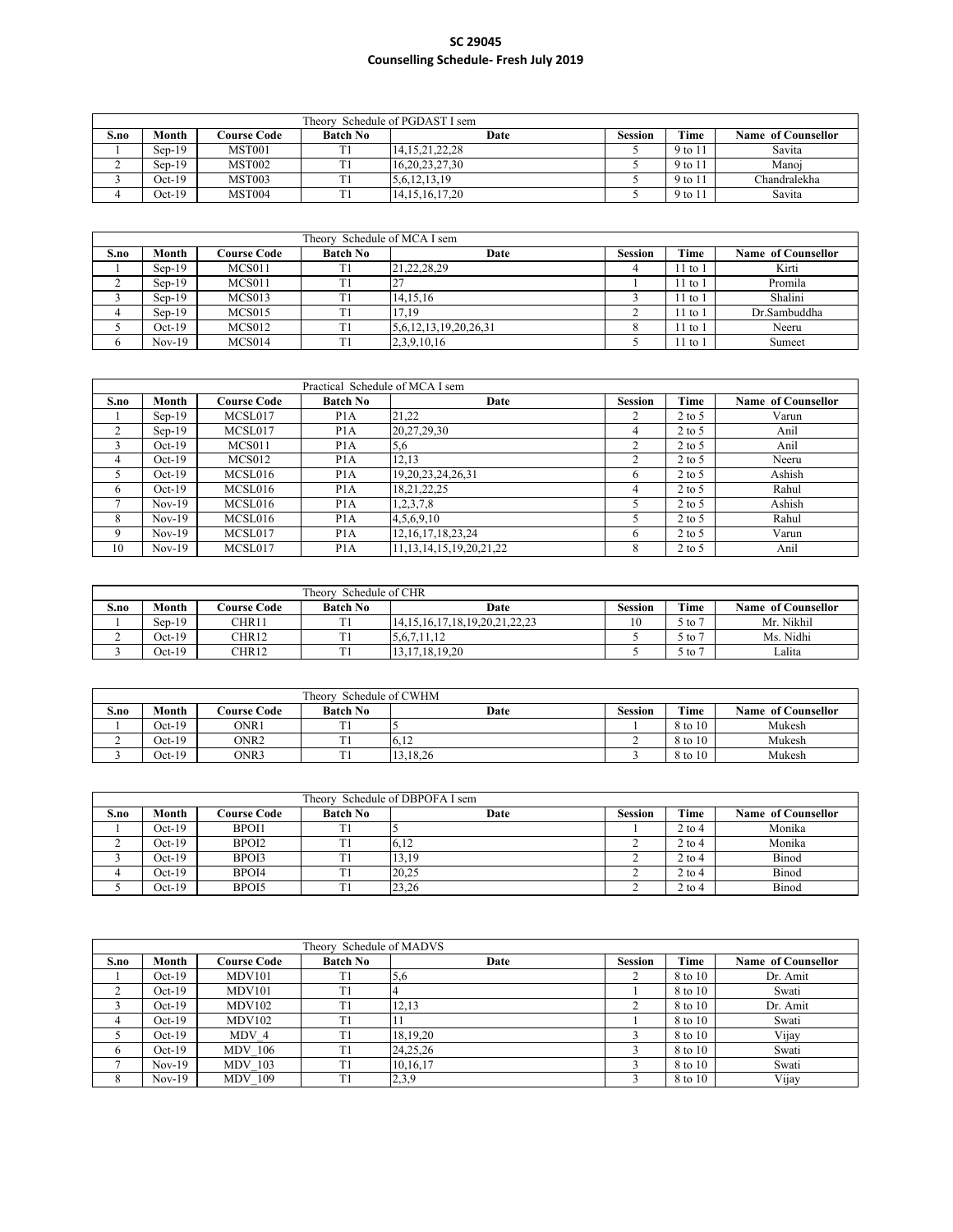# SC 29045

## Counselling Schedule- Fresh July 2019

| Theory Schedule of PGDAST I sem | | | | | | | |
|---|---|---|---|---|---|---|---|
| S.no | Month | Course Code | Batch No | Date | Session | Time | Name of Counsellor |
| 1 | Sep-19 | MST001 | T1 | 14,15,21,22,28 | 5 | 9 to 11 | Savita |
| 2 | Sep-19 | MST002 | T1 | 16,20,23,27,30 | 5 | 9 to 11 | Manoj |
| 3 | Oct-19 | MST003 | T1 | 5,6,12,13,19 | 5 | 9 to 11 | Chandralekha |
| 4 | Oct-19 | MST004 | T1 | 14,15,16,17,20 | 5 | 9 to 11 | Savita |

| Theory Schedule of MCA I sem | | | | | | | |
|---|---|---|---|---|---|---|---|
| S.no | Month | Course Code | Batch No | Date | Session | Time | Name of Counsellor |
| 1 | Sep-19 | MCS011 | T1 | 21,22,28,29 | 4 | 11 to 1 | Kirti |
| 2 | Sep-19 | MCS011 | T1 | 27 | 1 | 11 to 1 | Promila |
| 3 | Sep-19 | MCS013 | T1 | 14,15,16 | 3 | 11 to 1 | Shalini |
| 4 | Sep-19 | MCS015 | T1 | 17,19 | 2 | 11 to 1 | Dr.Sambuddha |
| 5 | Oct-19 | MCS012 | T1 | 5,6,12,13,19,20,26,31 | 8 | 11 to 1 | Neeru |
| 6 | Nov-19 | MCS014 | T1 | 2,3,9,10,16 | 5 | 11 to 1 | Sumeet |

| Practical Schedule of MCA I sem | | | | | | | |
|---|---|---|---|---|---|---|---|
| S.no | Month | Course Code | Batch No | Date | Session | Time | Name of Counsellor |
| 1 | Sep-19 | MCSL017 | P1A | 21,22 | 2 | 2 to 5 | Varun |
| 2 | Sep-19 | MCSL017 | P1A | 20,27,29,30 | 4 | 2 to 5 | Anil |
| 3 | Oct-19 | MCS011 | P1A | 5,6 | 2 | 2 to 5 | Anil |
| 4 | Oct-19 | MCS012 | P1A | 12,13 | 2 | 2 to 5 | Neeru |
| 5 | Oct-19 | MCSL016 | P1A | 19,20,23,24,26,31 | 6 | 2 to 5 | Ashish |
| 6 | Oct-19 | MCSL016 | P1A | 18,21,22,25 | 4 | 2 to 5 | Rahul |
| 7 | Nov-19 | MCSL016 | P1A | 1,2,3,7,8 | 5 | 2 to 5 | Ashish |
| 8 | Nov-19 | MCSL016 | P1A | 4,5,6,9,10 | 5 | 2 to 5 | Rahul |
| 9 | Nov-19 | MCSL017 | P1A | 12,16,17,18,23,24 | 6 | 2 to 5 | Varun |
| 10 | Nov-19 | MCSL017 | P1A | 11,13,14,15,19,20,21,22 | 8 | 2 to 5 | Anil |

| Theory Schedule of CHR | | | | | | | |
|---|---|---|---|---|---|---|---|
| S.no | Month | Course Code | Batch No | Date | Session | Time | Name of Counsellor |
| 1 | Sep-19 | CHR11 | T1 | 14,15,16,17,18,19,20,21,22,23 | 10 | 5 to 7 | Mr. Nikhil |
| 2 | Oct-19 | CHR12 | T1 | 5,6,7,11,12 | 5 | 5 to 7 | Ms. Nidhi |
| 3 | Oct-19 | CHR12 | T1 | 13,17,18,19,20 | 5 | 5 to 7 | Lalita |

| Theory Schedule of CWHM | | | | | | | |
|---|---|---|---|---|---|---|---|
| S.no | Month | Course Code | Batch No | Date | Session | Time | Name of Counsellor |
| 1 | Oct-19 | ONR1 | T1 | 5 | 1 | 8 to 10 | Mukesh |
| 2 | Oct-19 | ONR2 | T1 | 6,12 | 2 | 8 to 10 | Mukesh |
| 3 | Oct-19 | ONR3 | T1 | 13,18,26 | 3 | 8 to 10 | Mukesh |

| Theory Schedule of DBPOFA I sem | | | | | | | |
|---|---|---|---|---|---|---|---|
| S.no | Month | Course Code | Batch No | Date | Session | Time | Name of Counsellor |
| 1 | Oct-19 | BPOI1 | T1 | 5 | 1 | 2 to 4 | Monika |
| 2 | Oct-19 | BPOI2 | T1 | 6,12 | 2 | 2 to 4 | Monika |
| 3 | Oct-19 | BPOI3 | T1 | 13,19 | 2 | 2 to 4 | Binod |
| 4 | Oct-19 | BPOI4 | T1 | 20,25 | 2 | 2 to 4 | Binod |
| 5 | Oct-19 | BPOI5 | T1 | 23,26 | 2 | 2 to 4 | Binod |

| Theory Schedule of MADVS | | | | | | | |
|---|---|---|---|---|---|---|---|
| S.no | Month | Course Code | Batch No | Date | Session | Time | Name of Counsellor |
| 1 | Oct-19 | MDV101 | T1 | 5,6 | 2 | 8 to 10 | Dr. Amit |
| 2 | Oct-19 | MDV101 | T1 | 4 | 1 | 8 to 10 | Swati |
| 3 | Oct-19 | MDV102 | T1 | 12,13 | 2 | 8 to 10 | Dr. Amit |
| 4 | Oct-19 | MDV102 | T1 | 11 | 1 | 8 to 10 | Swati |
| 5 | Oct-19 | MDV_4 | T1 | 18,19,20 | 3 | 8 to 10 | Vijay |
| 6 | Oct-19 | MDV_106 | T1 | 24,25,26 | 3 | 8 to 10 | Swati |
| 7 | Nov-19 | MDV_103 | T1 | 10,16,17 | 3 | 8 to 10 | Swati |
| 8 | Nov-19 | MDV_109 | T1 | 2,3,9 | 3 | 8 to 10 | Vijay |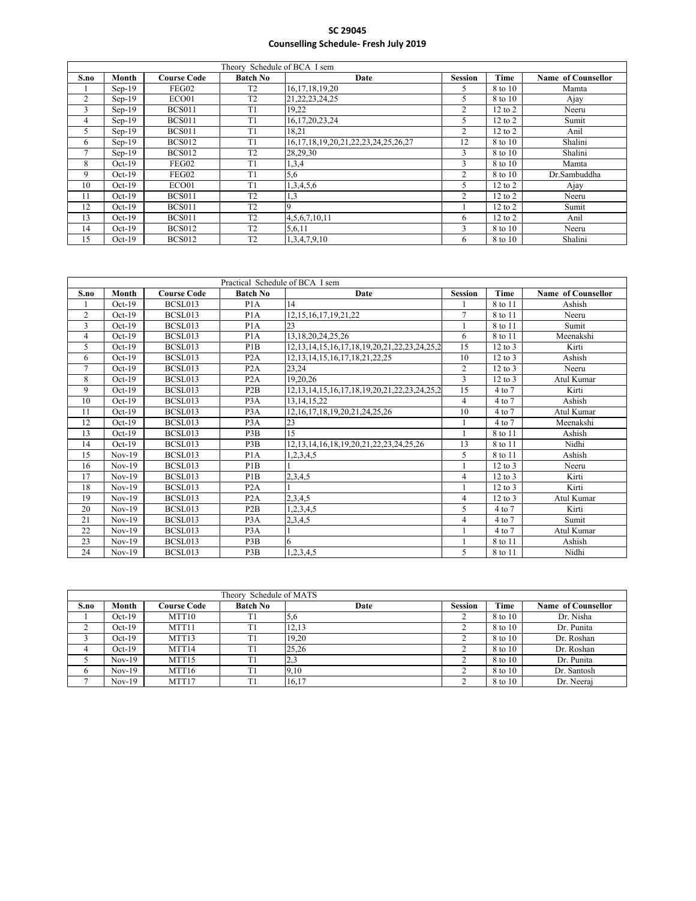**SC 29045**

**Counselling Schedule- Fresh July 2019**

| Theory Schedule of BCA I sem | | | | | | | |
|---|---|---|---|---|---|---|---|
| **S.no** | **Month** | **Course Code** | **Batch No** | **Date** | **Session** | **Time** | **Name of Counsellor** |
| 1 | Sep-19 | FEG02 | T2 | 16,17,18,19,20 | 5 | 8 to 10 | Mamta |
| 2 | Sep-19 | ECO01 | T2 | 21,22,23,24,25 | 5 | 8 to 10 | Ajay |
| 3 | Sep-19 | BCS011 | T1 | 19,22 | 2 | 12 to 2 | Neeru |
| 4 | Sep-19 | BCS011 | T1 | 16,17,20,23,24 | 5 | 12 to 2 | Sumit |
| 5 | Sep-19 | BCS011 | T1 | 18,21 | 2 | 12 to 2 | Anil |
| 6 | Sep-19 | BCS012 | T1 | 16,17,18,19,20,21,22,23,24,25,26,27 | 12 | 8 to 10 | Shalini |
| 7 | Sep-19 | BCS012 | T2 | 28,29,30 | 3 | 8 to 10 | Shalini |
| 8 | Oct-19 | FEG02 | T1 | 1,3,4 | 3 | 8 to 10 | Mamta |
| 9 | Oct-19 | FEG02 | T1 | 5,6 | 2 | 8 to 10 | Dr.Sambuddha |
| 10 | Oct-19 | ECO01 | T1 | 1,3,4,5,6 | 5 | 12 to 2 | Ajay |
| 11 | Oct-19 | BCS011 | T2 | 1,3 | 2 | 12 to 2 | Neeru |
| 12 | Oct-19 | BCS011 | T2 | 9 | 1 | 12 to 2 | Sumit |
| 13 | Oct-19 | BCS011 | T2 | 4,5,6,7,10,11 | 6 | 12 to 2 | Anil |
| 14 | Oct-19 | BCS012 | T2 | 5,6,11 | 3 | 8 to 10 | Neeru |
| 15 | Oct-19 | BCS012 | T2 | 1,3,4,7,9,10 | 6 | 8 to 10 | Shalini |

| Practical Schedule of BCA I sem | | | | | | | |
|---|---|---|---|---|---|---|---|
| **S.no** | **Month** | **Course Code** | **Batch No** | **Date** | **Session** | **Time** | **Name of Counsellor** |
| 1 | Oct-19 | BCSL013 | P1A | 14 | 1 | 8 to 11 | Ashish |
| 2 | Oct-19 | BCSL013 | P1A | 12,15,16,17,19,21,22 | 7 | 8 to 11 | Neeru |
| 3 | Oct-19 | BCSL013 | P1A | 23 | 1 | 8 to 11 | Sumit |
| 4 | Oct-19 | BCSL013 | P1A | 13,18,20,24,25,26 | 6 | 8 to 11 | Meenakshi |
| 5 | Oct-19 | BCSL013 | P1B | 12,13,14,15,16,17,18,19,20,21,22,23,24,25,2 | 15 | 12 to 3 | Kirti |
| 6 | Oct-19 | BCSL013 | P2A | 12,13,14,15,16,17,18,21,22,25 | 10 | 12 to 3 | Ashish |
| 7 | Oct-19 | BCSL013 | P2A | 23,24 | 2 | 12 to 3 | Neeru |
| 8 | Oct-19 | BCSL013 | P2A | 19,20,26 | 3 | 12 to 3 | Atul Kumar |
| 9 | Oct-19 | BCSL013 | P2B | 12,13,14,15,16,17,18,19,20,21,22,23,24,25,2 | 15 | 4 to 7 | Kirti |
| 10 | Oct-19 | BCSL013 | P3A | 13,14,15,22 | 4 | 4 to 7 | Ashish |
| 11 | Oct-19 | BCSL013 | P3A | 12,16,17,18,19,20,21,24,25,26 | 10 | 4 to 7 | Atul Kumar |
| 12 | Oct-19 | BCSL013 | P3A | 23 | 1 | 4 to 7 | Meenakshi |
| 13 | Oct-19 | BCSL013 | P3B | 15 | 1 | 8 to 11 | Ashish |
| 14 | Oct-19 | BCSL013 | P3B | 12,13,14,16,18,19,20,21,22,23,24,25,26 | 13 | 8 to 11 | Nidhi |
| 15 | Nov-19 | BCSL013 | P1A | 1,2,3,4,5 | 5 | 8 to 11 | Ashish |
| 16 | Nov-19 | BCSL013 | P1B | 1 | 1 | 12 to 3 | Neeru |
| 17 | Nov-19 | BCSL013 | P1B | 2,3,4,5 | 4 | 12 to 3 | Kirti |
| 18 | Nov-19 | BCSL013 | P2A | 1 | 1 | 12 to 3 | Kirti |
| 19 | Nov-19 | BCSL013 | P2A | 2,3,4,5 | 4 | 12 to 3 | Atul Kumar |
| 20 | Nov-19 | BCSL013 | P2B | 1,2,3,4,5 | 5 | 4 to 7 | Kirti |
| 21 | Nov-19 | BCSL013 | P3A | 2,3,4,5 | 4 | 4 to 7 | Sumit |
| 22 | Nov-19 | BCSL013 | P3A | 1 | 1 | 4 to 7 | Atul Kumar |
| 23 | Nov-19 | BCSL013 | P3B | 6 | 1 | 8 to 11 | Ashish |
| 24 | Nov-19 | BCSL013 | P3B | 1,2,3,4,5 | 5 | 8 to 11 | Nidhi |

| Theory Schedule of MATS | | | | | | | |
|---|---|---|---|---|---|---|---|
| **S.no** | **Month** | **Course Code** | **Batch No** | **Date** | **Session** | **Time** | **Name of Counsellor** |
| 1 | Oct-19 | MTT10 | T1 | 5,6 | 2 | 8 to 10 | Dr. Nisha |
| 2 | Oct-19 | MTT11 | T1 | 12,13 | 2 | 8 to 10 | Dr. Punita |
| 3 | Oct-19 | MTT13 | T1 | 19,20 | 2 | 8 to 10 | Dr. Roshan |
| 4 | Oct-19 | MTT14 | T1 | 25,26 | 2 | 8 to 10 | Dr. Roshan |
| 5 | Nov-19 | MTT15 | T1 | 2,3 | 2 | 8 to 10 | Dr. Punita |
| 6 | Nov-19 | MTT16 | T1 | 9,10 | 2 | 8 to 10 | Dr. Santosh |
| 7 | Nov-19 | MTT17 | T1 | 16,17 | 2 | 8 to 10 | Dr. Neeraj |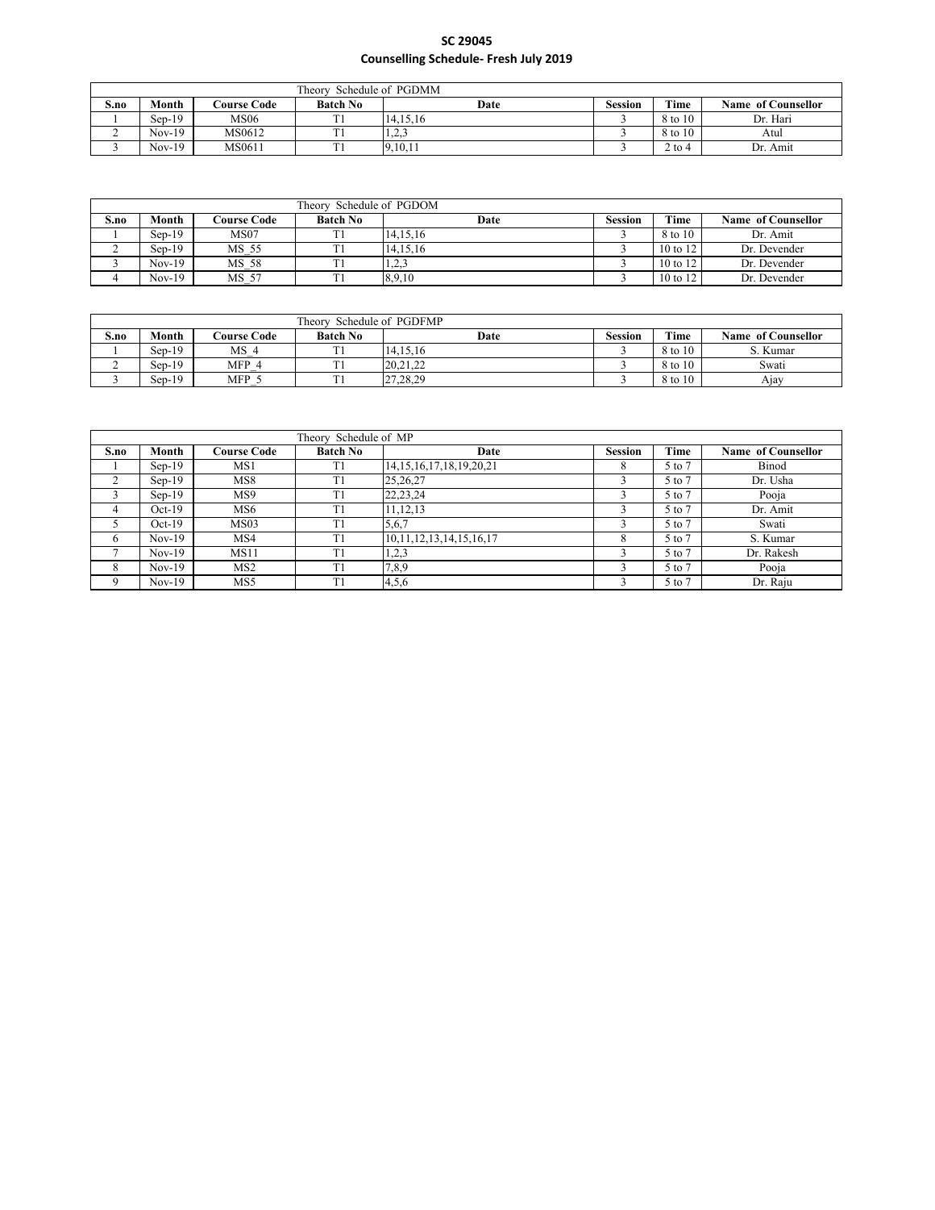# SC 29045

## Counselling Schedule- Fresh July 2019

| Theory Schedule of PGDMM | | | | | | | |
|---|---|---|---|---|---|---|---|
| S.no | Month | Course Code | Batch No | Date | Session | Time | Name of Counsellor |
| 1 | Sep-19 | MS06 | T1 | 14,15,16 | 3 | 8 to 10 | Dr. Hari |
| 2 | Nov-19 | MS0612 | T1 | 1,2,3 | 3 | 8 to 10 | Atul |
| 3 | Nov-19 | MS0611 | T1 | 9,10,11 | 3 | 2 to 4 | Dr. Amit |

| Theory Schedule of PGDOM | | | | | | | |
|---|---|---|---|---|---|---|---|
| S.no | Month | Course Code | Batch No | Date | Session | Time | Name of Counsellor |
| 1 | Sep-19 | MS07 | T1 | 14,15,16 | 3 | 8 to 10 | Dr. Amit |
| 2 | Sep-19 | MS_55 | T1 | 14,15,16 | 3 | 10 to 12 | Dr. Devender |
| 3 | Nov-19 | MS_58 | T1 | 1,2,3 | 3 | 10 to 12 | Dr. Devender |
| 4 | Nov-19 | MS_57 | T1 | 8,9,10 | 3 | 10 to 12 | Dr. Devender |

| Theory Schedule of PGDFMP | | | | | | | |
|---|---|---|---|---|---|---|---|
| S.no | Month | Course Code | Batch No | Date | Session | Time | Name of Counsellor |
| 1 | Sep-19 | MS_4 | T1 | 14,15,16 | 3 | 8 to 10 | S. Kumar |
| 2 | Sep-19 | MFP_4 | T1 | 20,21,22 | 3 | 8 to 10 | Swati |
| 3 | Sep-19 | MFP_5 | T1 | 27,28,29 | 3 | 8 to 10 | Ajay |

| Theory Schedule of MP | | | | | | | |
|---|---|---|---|---|---|---|---|
| S.no | Month | Course Code | Batch No | Date | Session | Time | Name of Counsellor |
| 1 | Sep-19 | MS1 | T1 | 14,15,16,17,18,19,20,21 | 8 | 5 to 7 | Binod |
| 2 | Sep-19 | MS8 | T1 | 25,26,27 | 3 | 5 to 7 | Dr. Usha |
| 3 | Sep-19 | MS9 | T1 | 22,23,24 | 3 | 5 to 7 | Pooja |
| 4 | Oct-19 | MS6 | T1 | 11,12,13 | 3 | 5 to 7 | Dr. Amit |
| 5 | Oct-19 | MS03 | T1 | 5,6,7 | 3 | 5 to 7 | Swati |
| 6 | Nov-19 | MS4 | T1 | 10,11,12,13,14,15,16,17 | 8 | 5 to 7 | S. Kumar |
| 7 | Nov-19 | MS11 | T1 | 1,2,3 | 3 | 5 to 7 | Dr. Rakesh |
| 8 | Nov-19 | MS2 | T1 | 7,8,9 | 3 | 5 to 7 | Pooja |
| 9 | Nov-19 | MS5 | T1 | 4,5,6 | 3 | 5 to 7 | Dr. Raju |